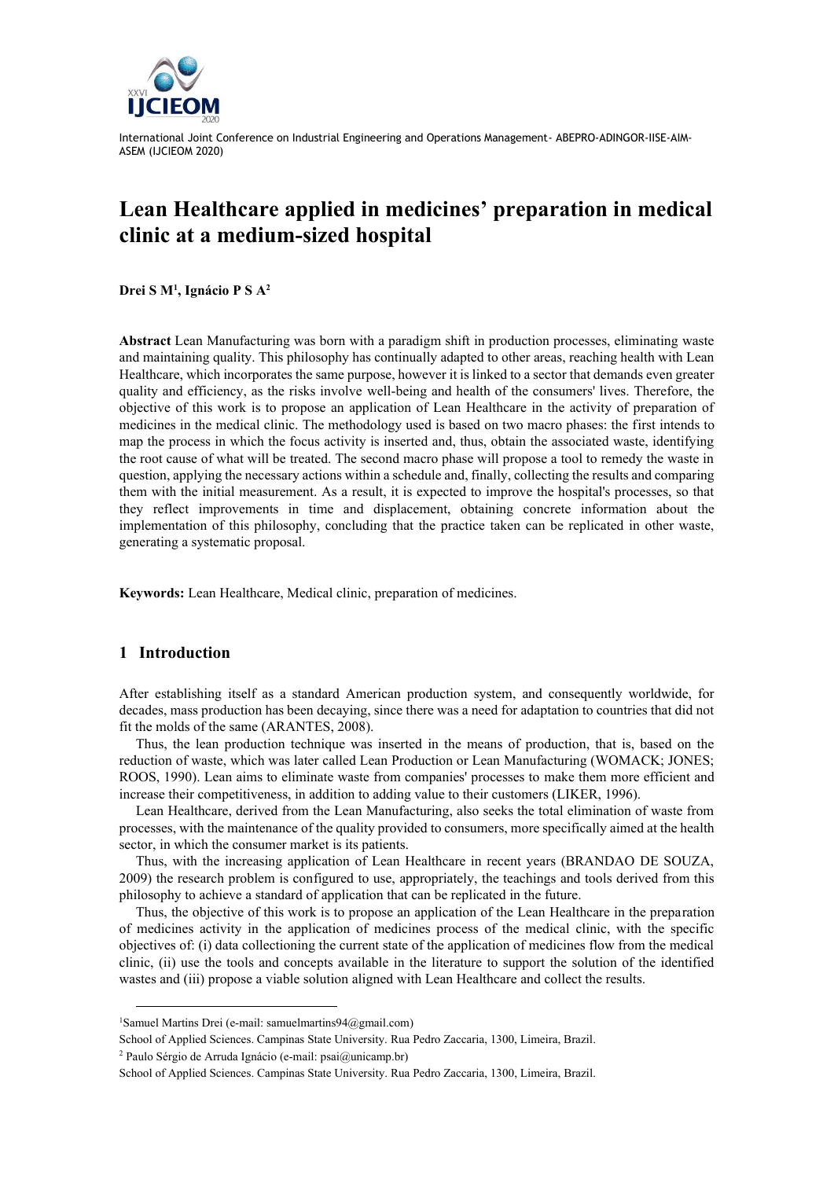# Lean Healthcare applied in medicines' preparation in medical clinic at a medium-sized hospital

**Drei S M[1], Ignácio P S A[2]**

**Abstract** Lean Manufacturing was born with a paradigm shift in production processes, eliminating waste and maintaining quality. This philosophy has continually adapted to other areas, reaching health with Lean Healthcare, which incorporates the same purpose, however it is linked to a sector that demands even greater quality and efficiency, as the risks involve well-being and health of the consumers' lives. Therefore, the objective of this work is to propose an application of Lean Healthcare in the activity of preparation of medicines in the medical clinic. The methodology used is based on two macro phases: the first intends to map the process in which the focus activity is inserted and, thus, obtain the associated waste, identifying the root cause of what will be treated. The second macro phase will propose a tool to remedy the waste in question, applying the necessary actions within a schedule and, finally, collecting the results and comparing them with the initial measurement. As a result, it is expected to improve the hospital's processes, so that they reflect improvements in time and displacement, obtaining concrete information about the implementation of this philosophy, concluding that the practice taken can be replicated in other waste, generating a systematic proposal.

**Keywords:** Lean Healthcare, Medical clinic, preparation of medicines.

## 1 Introduction

After establishing itself as a standard American production system, and consequently worldwide, for decades, mass production has been decaying, since there was a need for adaptation to countries that did not fit the molds of the same (ARANTES, 2008).

Thus, the lean production technique was inserted in the means of production, that is, based on the reduction of waste, which was later called Lean Production or Lean Manufacturing (WOMACK; JONES; ROOS, 1990). Lean aims to eliminate waste from companies' processes to make them more efficient and increase their competitiveness, in addition to adding value to their customers (LIKER, 1996).

Lean Healthcare, derived from the Lean Manufacturing, also seeks the total elimination of waste from processes, with the maintenance of the quality provided to consumers, more specifically aimed at the health sector, in which the consumer market is its patients.

Thus, with the increasing application of Lean Healthcare in recent years (BRANDAO DE SOUZA, 2009) the research problem is configured to use, appropriately, the teachings and tools derived from this philosophy to achieve a standard of application that can be replicated in the future.

Thus, the objective of this work is to propose an application of the Lean Healthcare in the preparation of medicines activity in the application of medicines process of the medical clinic, with the specific objectives of: (i) data collectioning the current state of the application of medicines flow from the medical clinic, (ii) use the tools and concepts available in the literature to support the solution of the identified wastes and (iii) propose a viable solution aligned with Lean Healthcare and collect the results.

---

[1]Samuel Martins Drei (e-mail: samuelmartins94@gmail.com)

School of Applied Sciences. Campinas State University. Rua Pedro Zaccaria, 1300, Limeira, Brazil.

[2] Paulo Sérgio de Arruda Ignácio (e-mail: psai@unicamp.br)

School of Applied Sciences. Campinas State University. Rua Pedro Zaccaria, 1300, Limeira, Brazil.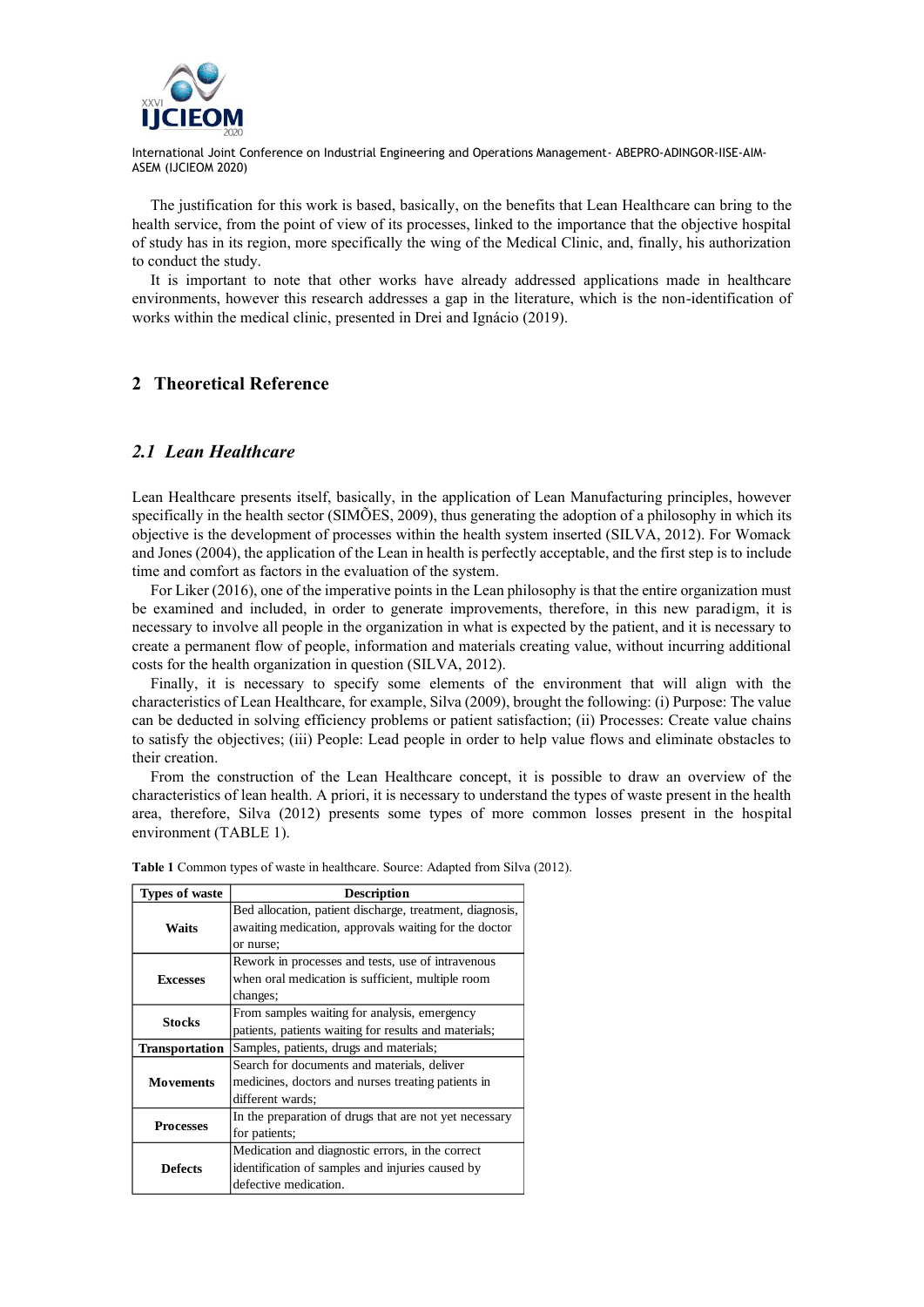The justification for this work is based, basically, on the benefits that Lean Healthcare can bring to the health service, from the point of view of its processes, linked to the importance that the objective hospital of study has in its region, more specifically the wing of the Medical Clinic, and, finally, his authorization to conduct the study.

It is important to note that other works have already addressed applications made in healthcare environments, however this research addresses a gap in the literature, which is the non-identification of works within the medical clinic, presented in Drei and Ignácio (2019).

## 2 Theoretical Reference

### *2.1 Lean Healthcare*

Lean Healthcare presents itself, basically, in the application of Lean Manufacturing principles, however specifically in the health sector (SIMÕES, 2009), thus generating the adoption of a philosophy in which its objective is the development of processes within the health system inserted (SILVA, 2012). For Womack and Jones (2004), the application of the Lean in health is perfectly acceptable, and the first step is to include time and comfort as factors in the evaluation of the system.

For Liker (2016), one of the imperative points in the Lean philosophy is that the entire organization must be examined and included, in order to generate improvements, therefore, in this new paradigm, it is necessary to involve all people in the organization in what is expected by the patient, and it is necessary to create a permanent flow of people, information and materials creating value, without incurring additional costs for the health organization in question (SILVA, 2012).

Finally, it is necessary to specify some elements of the environment that will align with the characteristics of Lean Healthcare, for example, Silva (2009), brought the following: (i) Purpose: The value can be deducted in solving efficiency problems or patient satisfaction; (ii) Processes: Create value chains to satisfy the objectives; (iii) People: Lead people in order to help value flows and eliminate obstacles to their creation.

From the construction of the Lean Healthcare concept, it is possible to draw an overview of the characteristics of lean health. A priori, it is necessary to understand the types of waste present in the health area, therefore, Silva (2012) presents some types of more common losses present in the hospital environment (TABLE 1).

**Table 1** Common types of waste in healthcare. Source: Adapted from Silva (2012).

| Types of waste | Description |
| --- | --- |
| **Waits** | Bed allocation, patient discharge, treatment, diagnosis, awaiting medication, approvals waiting for the doctor or nurse; |
| **Excesses** | Rework in processes and tests, use of intravenous when oral medication is sufficient, multiple room changes; |
| **Stocks** | From samples waiting for analysis, emergency patients, patients waiting for results and materials; |
| **Transportation** | Samples, patients, drugs and materials; |
| **Movements** | Search for documents and materials, deliver medicines, doctors and nurses treating patients in different wards; |
| **Processes** | In the preparation of drugs that are not yet necessary for patients; |
| **Defects** | Medication and diagnostic errors, in the correct identification of samples and injuries caused by defective medication. |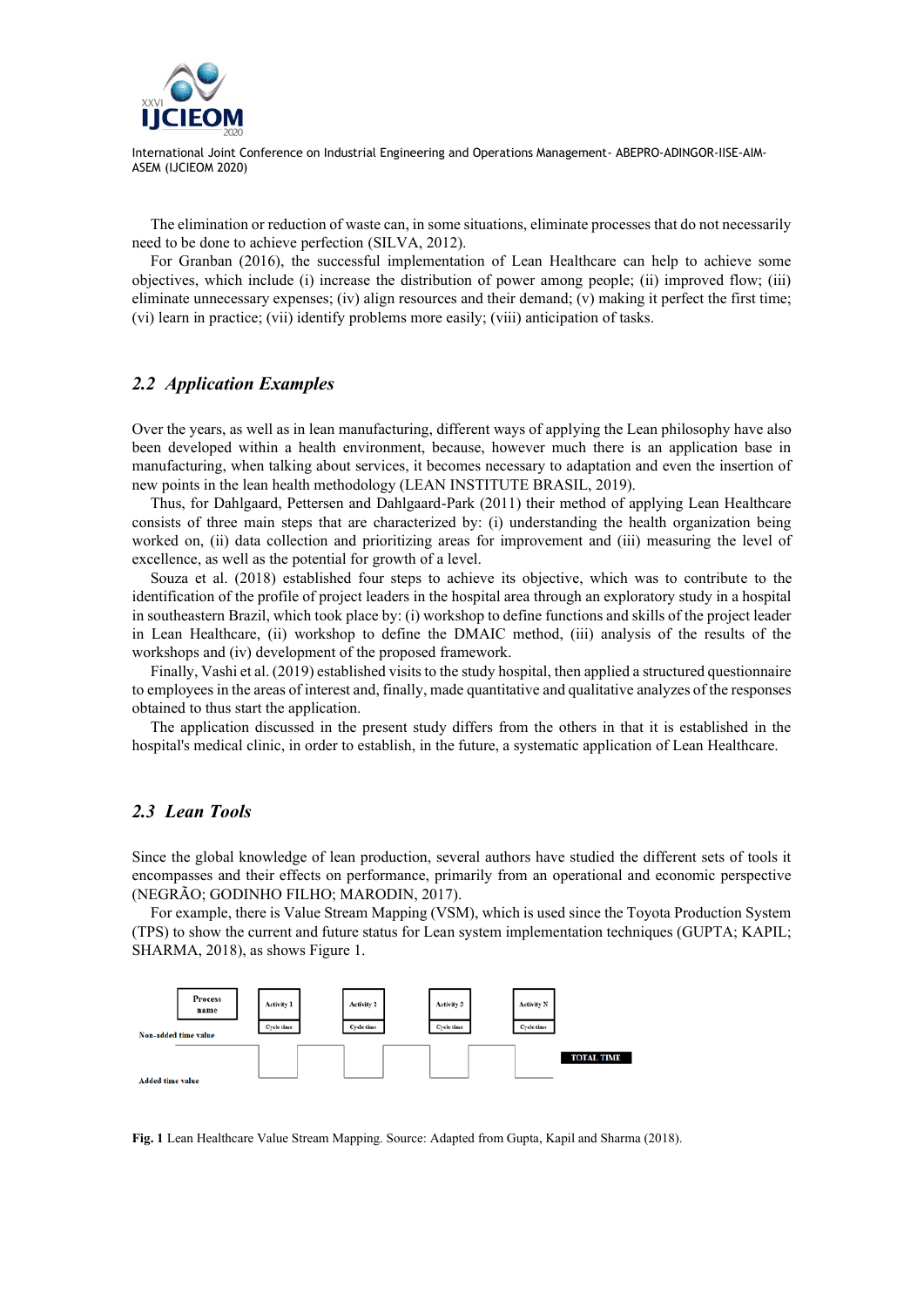The elimination or reduction of waste can, in some situations, eliminate processes that do not necessarily need to be done to achieve perfection (SILVA, 2012).

For Granban (2016), the successful implementation of Lean Healthcare can help to achieve some objectives, which include (i) increase the distribution of power among people; (ii) improved flow; (iii) eliminate unnecessary expenses; (iv) align resources and their demand; (v) making it perfect the first time; (vi) learn in practice; (vii) identify problems more easily; (viii) anticipation of tasks.

### *2.2 Application Examples*

Over the years, as well as in lean manufacturing, different ways of applying the Lean philosophy have also been developed within a health environment, because, however much there is an application base in manufacturing, when talking about services, it becomes necessary to adaptation and even the insertion of new points in the lean health methodology (LEAN INSTITUTE BRASIL, 2019).

Thus, for Dahlgaard, Pettersen and Dahlgaard-Park (2011) their method of applying Lean Healthcare consists of three main steps that are characterized by: (i) understanding the health organization being worked on, (ii) data collection and prioritizing areas for improvement and (iii) measuring the level of excellence, as well as the potential for growth of a level.

Souza et al. (2018) established four steps to achieve its objective, which was to contribute to the identification of the profile of project leaders in the hospital area through an exploratory study in a hospital in southeastern Brazil, which took place by: (i) workshop to define functions and skills of the project leader in Lean Healthcare, (ii) workshop to define the DMAIC method, (iii) analysis of the results of the workshops and (iv) development of the proposed framework.

Finally, Vashi et al. (2019) established visits to the study hospital, then applied a structured questionnaire to employees in the areas of interest and, finally, made quantitative and qualitative analyzes of the responses obtained to thus start the application.

The application discussed in the present study differs from the others in that it is established in the hospital's medical clinic, in order to establish, in the future, a systematic application of Lean Healthcare.

### *2.3 Lean Tools*

Since the global knowledge of lean production, several authors have studied the different sets of tools it encompasses and their effects on performance, primarily from an operational and economic perspective (NEGRÃO; GODINHO FILHO; MARODIN, 2017).

For example, there is Value Stream Mapping (VSM), which is used since the Toyota Production System (TPS) to show the current and future status for Lean system implementation techniques (GUPTA; KAPIL; SHARMA, 2018), as shows Figure 1.

Process name | Activity 1 | Activity 2 | Activity 3 | Activity N
Cycle time | Cycle time | Cycle time | Cycle time
Non-added time value
Added time value
TOTAL TIME

**Fig. 1** Lean Healthcare Value Stream Mapping. Source: Adapted from Gupta, Kapil and Sharma (2018).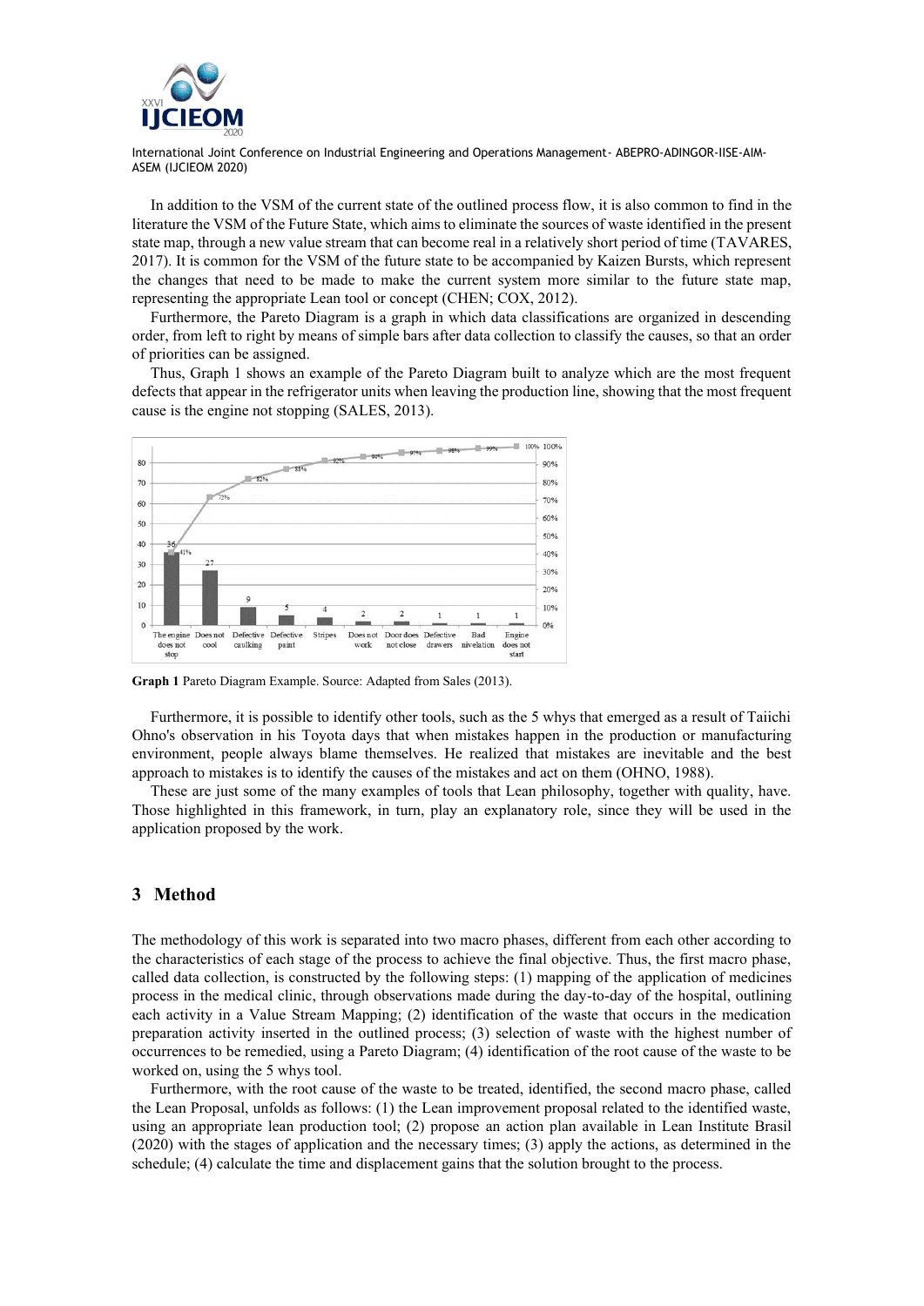In addition to the VSM of the current state of the outlined process flow, it is also common to find in the literature the VSM of the Future State, which aims to eliminate the sources of waste identified in the present state map, through a new value stream that can become real in a relatively short period of time (TAVARES, 2017). It is common for the VSM of the future state to be accompanied by Kaizen Bursts, which represent the changes that need to be made to make the current system more similar to the future state map, representing the appropriate Lean tool or concept (CHEN; COX, 2012).

Furthermore, the Pareto Diagram is a graph in which data classifications are organized in descending order, from left to right by means of simple bars after data collection to classify the causes, so that an order of priorities can be assigned.

Thus, Graph 1 shows an example of the Pareto Diagram built to analyze which are the most frequent defects that appear in the refrigerator units when leaving the production line, showing that the most frequent cause is the engine not stopping (SALES, 2013).

| Defect | Frequency | Cumulative % |
|---|---|---|
| The engine does not stop | 36 | 41% |
| Does not cool | 27 | 72% |
| Defective caulking | 9 | 82% |
| Defective paint | 5 | 88% |
| Stripes | 4 | 92% |
| Does not work | 2 | 94% |
| Door does not close | 2 | 97% |
| Defective drawers | 1 | 98% |
| Bad nivelation | 1 | 99% |
| Engine does not start | 1 | 100% |

**Graph 1** Pareto Diagram Example. Source: Adapted from Sales (2013).

Furthermore, it is possible to identify other tools, such as the 5 whys that emerged as a result of Taiichi Ohno's observation in his Toyota days that when mistakes happen in the production or manufacturing environment, people always blame themselves. He realized that mistakes are inevitable and the best approach to mistakes is to identify the causes of the mistakes and act on them (OHNO, 1988).

These are just some of the many examples of tools that Lean philosophy, together with quality, have. Those highlighted in this framework, in turn, play an explanatory role, since they will be used in the application proposed by the work.

## 3 Method

The methodology of this work is separated into two macro phases, different from each other according to the characteristics of each stage of the process to achieve the final objective. Thus, the first macro phase, called data collection, is constructed by the following steps: (1) mapping of the application of medicines process in the medical clinic, through observations made during the day-to-day of the hospital, outlining each activity in a Value Stream Mapping; (2) identification of the waste that occurs in the medication preparation activity inserted in the outlined process; (3) selection of waste with the highest number of occurrences to be remedied, using a Pareto Diagram; (4) identification of the root cause of the waste to be worked on, using the 5 whys tool.

Furthermore, with the root cause of the waste to be treated, identified, the second macro phase, called the Lean Proposal, unfolds as follows: (1) the Lean improvement proposal related to the identified waste, using an appropriate lean production tool; (2) propose an action plan available in Lean Institute Brasil (2020) with the stages of application and the necessary times; (3) apply the actions, as determined in the schedule; (4) calculate the time and displacement gains that the solution brought to the process.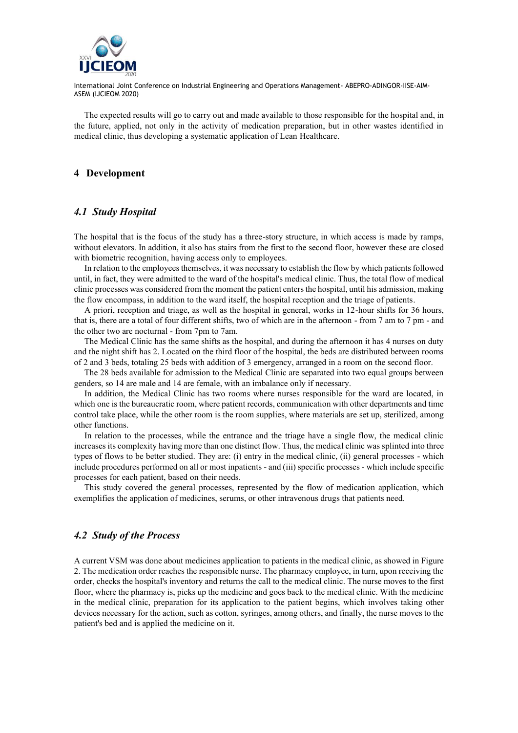The expected results will go to carry out and made available to those responsible for the hospital and, in the future, applied, not only in the activity of medication preparation, but in other wastes identified in medical clinic, thus developing a systematic application of Lean Healthcare.

## 4 Development

### *4.1 Study Hospital*

The hospital that is the focus of the study has a three-story structure, in which access is made by ramps, without elevators. In addition, it also has stairs from the first to the second floor, however these are closed with biometric recognition, having access only to employees.

In relation to the employees themselves, it was necessary to establish the flow by which patients followed until, in fact, they were admitted to the ward of the hospital's medical clinic. Thus, the total flow of medical clinic processes was considered from the moment the patient enters the hospital, until his admission, making the flow encompass, in addition to the ward itself, the hospital reception and the triage of patients.

A priori, reception and triage, as well as the hospital in general, works in 12-hour shifts for 36 hours, that is, there are a total of four different shifts, two of which are in the afternoon - from 7 am to 7 pm - and the other two are nocturnal - from 7pm to 7am.

The Medical Clinic has the same shifts as the hospital, and during the afternoon it has 4 nurses on duty and the night shift has 2. Located on the third floor of the hospital, the beds are distributed between rooms of 2 and 3 beds, totaling 25 beds with addition of 3 emergency, arranged in a room on the second floor.

The 28 beds available for admission to the Medical Clinic are separated into two equal groups between genders, so 14 are male and 14 are female, with an imbalance only if necessary.

In addition, the Medical Clinic has two rooms where nurses responsible for the ward are located, in which one is the bureaucratic room, where patient records, communication with other departments and time control take place, while the other room is the room supplies, where materials are set up, sterilized, among other functions.

In relation to the processes, while the entrance and the triage have a single flow, the medical clinic increases its complexity having more than one distinct flow. Thus, the medical clinic was splinted into three types of flows to be better studied. They are: (i) entry in the medical clinic, (ii) general processes - which include procedures performed on all or most inpatients - and (iii) specific processes - which include specific processes for each patient, based on their needs.

This study covered the general processes, represented by the flow of medication application, which exemplifies the application of medicines, serums, or other intravenous drugs that patients need.

### *4.2 Study of the Process*

A current VSM was done about medicines application to patients in the medical clinic, as showed in Figure 2. The medication order reaches the responsible nurse. The pharmacy employee, in turn, upon receiving the order, checks the hospital's inventory and returns the call to the medical clinic. The nurse moves to the first floor, where the pharmacy is, picks up the medicine and goes back to the medical clinic. With the medicine in the medical clinic, preparation for its application to the patient begins, which involves taking other devices necessary for the action, such as cotton, syringes, among others, and finally, the nurse moves to the patient's bed and is applied the medicine on it.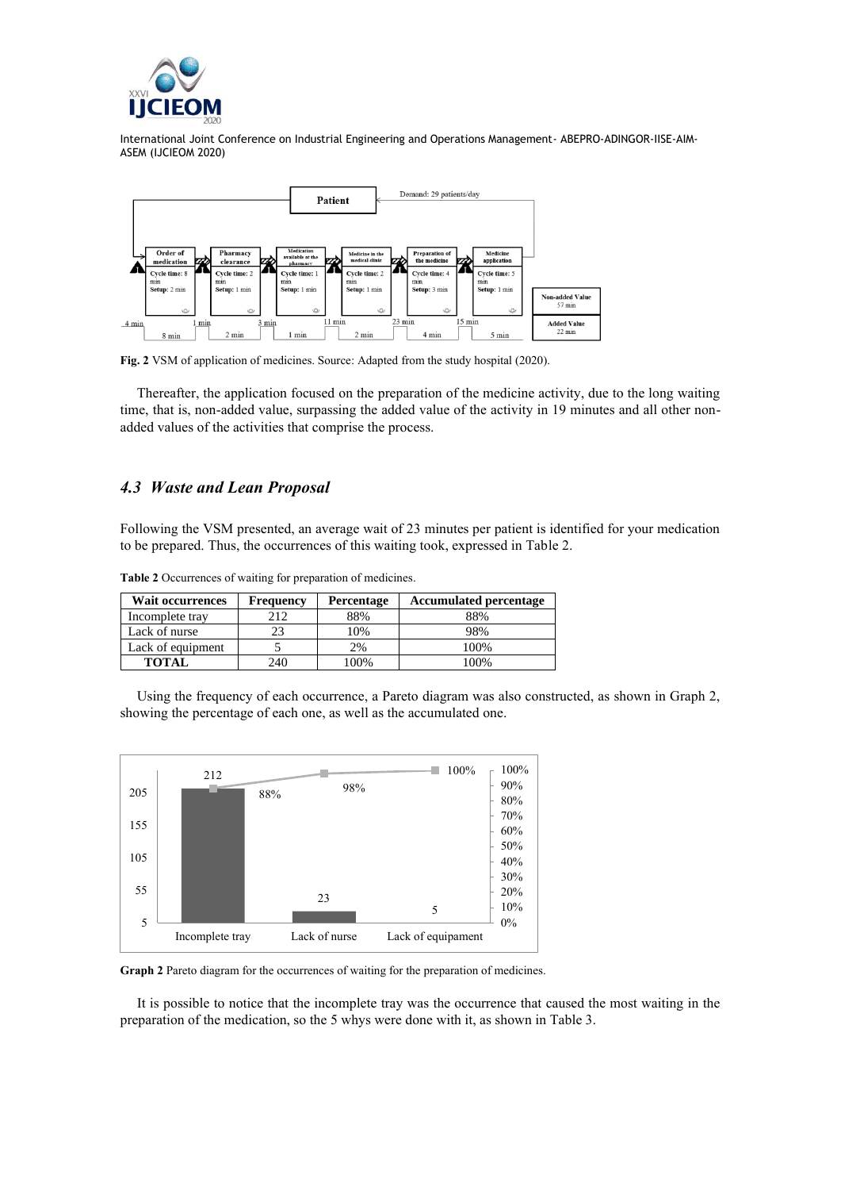**Fig. 2** VSM of application of medicines. Source: Adapted from the study hospital (2020).

Thereafter, the application focused on the preparation of the medicine activity, due to the long waiting time, that is, non-added value, surpassing the added value of the activity in 19 minutes and all other non-added values of the activities that comprise the process.

### *4.3 Waste and Lean Proposal*

Following the VSM presented, an average wait of 23 minutes per patient is identified for your medication to be prepared. Thus, the occurrences of this waiting took, expressed in Table 2.

**Table 2** Occurrences of waiting for preparation of medicines.

| Wait occurrences | Frequency | Percentage | Accumulated percentage |
|---|---|---|---|
| Incomplete tray | 212 | 88% | 88% |
| Lack of nurse | 23 | 10% | 98% |
| Lack of equipment | 5 | 2% | 100% |
| **TOTAL** | 240 | 100% | 100% |

Using the frequency of each occurrence, a Pareto diagram was also constructed, as shown in Graph 2, showing the percentage of each one, as well as the accumulated one.

**Graph 2** Pareto diagram for the occurrences of waiting for the preparation of medicines.

It is possible to notice that the incomplete tray was the occurrence that caused the most waiting in the preparation of the medication, so the 5 whys were done with it, as shown in Table 3.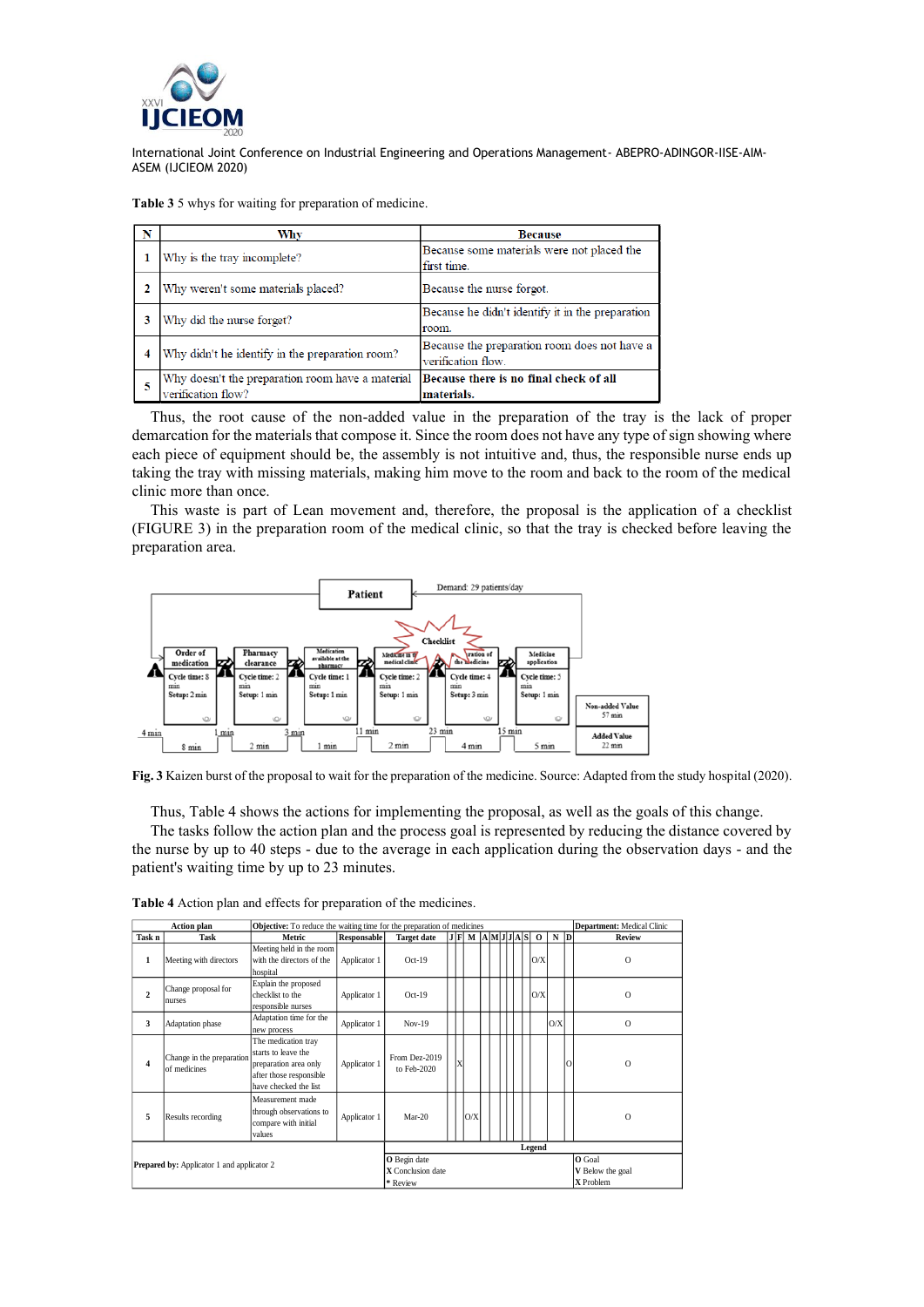**Table 3** 5 whys for waiting for preparation of medicine.

| N | Why | Because |
|---|---|---|
| 1 | Why is the tray incomplete? | Because some materials were not placed the first time. |
| 2 | Why weren't some materials placed? | Because the nurse forgot. |
| 3 | Why did the nurse forget? | Because he didn't identify it in the preparation room. |
| 4 | Why didn't he identify in the preparation room? | Because the preparation room does not have a verification flow. |
| 5 | Why doesn't the preparation room have a material verification flow? | **Because there is no final check of all materials.** |

Thus, the root cause of the non-added value in the preparation of the tray is the lack of proper demarcation for the materials that compose it. Since the room does not have any type of sign showing where each piece of equipment should be, the assembly is not intuitive and, thus, the responsible nurse ends up taking the tray with missing materials, making him move to the room and back to the room of the medical clinic more than once.

This waste is part of Lean movement and, therefore, the proposal is the application of a checklist (FIGURE 3) in the preparation room of the medical clinic, so that the tray is checked before leaving the preparation area.

**Fig. 3** Kaizen burst of the proposal to wait for the preparation of the medicine. Source: Adapted from the study hospital (2020).

Thus, Table 4 shows the actions for implementing the proposal, as well as the goals of this change.

The tasks follow the action plan and the process goal is represented by reducing the distance covered by the nurse by up to 40 steps - due to the average in each application during the observation days - and the patient's waiting time by up to 23 minutes.

**Table 4** Action plan and effects for preparation of the medicines.

| Action plan | | **Objective:** To reduce the waiting time for the preparation of medicines | | | | | | | | | | | | | | | **Department:** Medical Clinic |
|---|---|---|---|---|---|---|---|---|---|---|---|---|---|---|---|---|---|
| Task n | Task | Metric | Responsable | Target date | J | F | M | A | M | J | J | A | S | O | N | D | Review |
| 1 | Meeting with directors | Meeting held in the room with the directors of the hospital | Applicator 1 | Oct-19 | | | | | | | | | | O/X | | | O |
| 2 | Change proposal for nurses | Explain the proposed checklist to the responsible nurses | Applicator 1 | Oct-19 | | | | | | | | | | O/X | | | O |
| 3 | Adaptation phase | Adaptation time for the new process | Applicator 1 | Nov-19 | | | | | | | | | | | O/X | | O |
| 4 | Change in the preparation of medicines | The medication tray starts to leave the preparation area only after those responsible have checked the list | Applicator 1 | From Dez-2019 to Feb-2020 | X | | | | | | | | | | | O | O |
| 5 | Results recording | Measurement made through observations to compare with initial values | Applicator 1 | Mar-20 | | | O/X | | | | | | | | | | O |
| | | | | | Legend | | | | | | | | | | | | |
| **Prepared by:** Applicator 1 and applicator 2 | | | | | O Begin date<br>X Conclusion date<br>* Review | | | | | | | | | | | | O Goal<br>V Below the goal<br>X Problem |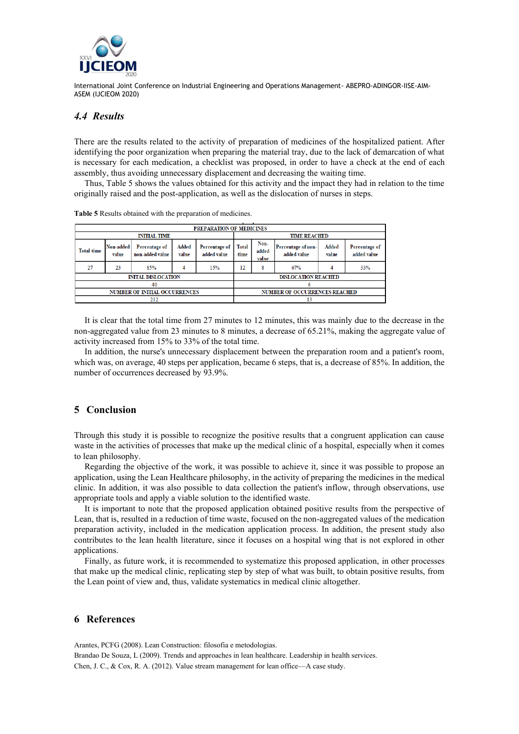### 4.4 *Results*

There are the results related to the activity of preparation of medicines of the hospitalized patient. After identifying the poor organization when preparing the material tray, due to the lack of demarcation of what is necessary for each medication, a checklist was proposed, in order to have a check at the end of each assembly, thus avoiding unnecessary displacement and decreasing the waiting time.

Thus, Table 5 shows the values obtained for this activity and the impact they had in relation to the time originally raised and the post-application, as well as the dislocation of nurses in steps.

**Table 5** Results obtained with the preparation of medicines.

| PREPARATION OF MEDICINES | | | | | | | | | |
|---|---|---|---|---|---|---|---|---|---|
| INITIAL TIME | | | | | TIME REACHED | | | | |
| Total time | Non-added value | Percentage of non-added value | Added value | Percentage of added value | Total time | Non-added value | Percentage of non-added value | Added value | Percentage of added value |
| 27 | 23 | 85% | 4 | 15% | 12 | 8 | 67% | 4 | 33% |
| INITAL DISLOCATION | | | | | DISLOCATION REACHED | | | | |
| 40 | | | | | 6 | | | | |
| NUMBER OF INITIAL OCCURRENCES | | | | | NUMBER OF OCCURRENCES REACHED | | | | |
| 212 | | | | | 13 | | | | |

It is clear that the total time from 27 minutes to 12 minutes, this was mainly due to the decrease in the non-aggregated value from 23 minutes to 8 minutes, a decrease of 65.21%, making the aggregate value of activity increased from 15% to 33% of the total time.

In addition, the nurse's unnecessary displacement between the preparation room and a patient's room, which was, on average, 40 steps per application, became 6 steps, that is, a decrease of 85%. In addition, the number of occurrences decreased by 93.9%.

## 5 Conclusion

Through this study it is possible to recognize the positive results that a congruent application can cause waste in the activities of processes that make up the medical clinic of a hospital, especially when it comes to lean philosophy.

Regarding the objective of the work, it was possible to achieve it, since it was possible to propose an application, using the Lean Healthcare philosophy, in the activity of preparing the medicines in the medical clinic. In addition, it was also possible to data collection the patient's inflow, through observations, use appropriate tools and apply a viable solution to the identified waste.

It is important to note that the proposed application obtained positive results from the perspective of Lean, that is, resulted in a reduction of time waste, focused on the non-aggregated values of the medication preparation activity, included in the medication application process. In addition, the present study also contributes to the lean health literature, since it focuses on a hospital wing that is not explored in other applications.

Finally, as future work, it is recommended to systematize this proposed application, in other processes that make up the medical clinic, replicating step by step of what was built, to obtain positive results, from the Lean point of view and, thus, validate systematics in medical clinic altogether.

## 6 References

Arantes, PCFG (2008). Lean Construction: filosofia e metodologias.

Brandao De Souza, L (2009). Trends and approaches in lean healthcare. Leadership in health services.

Chen, J. C., & Cox, R. A. (2012). Value stream management for lean office—A case study.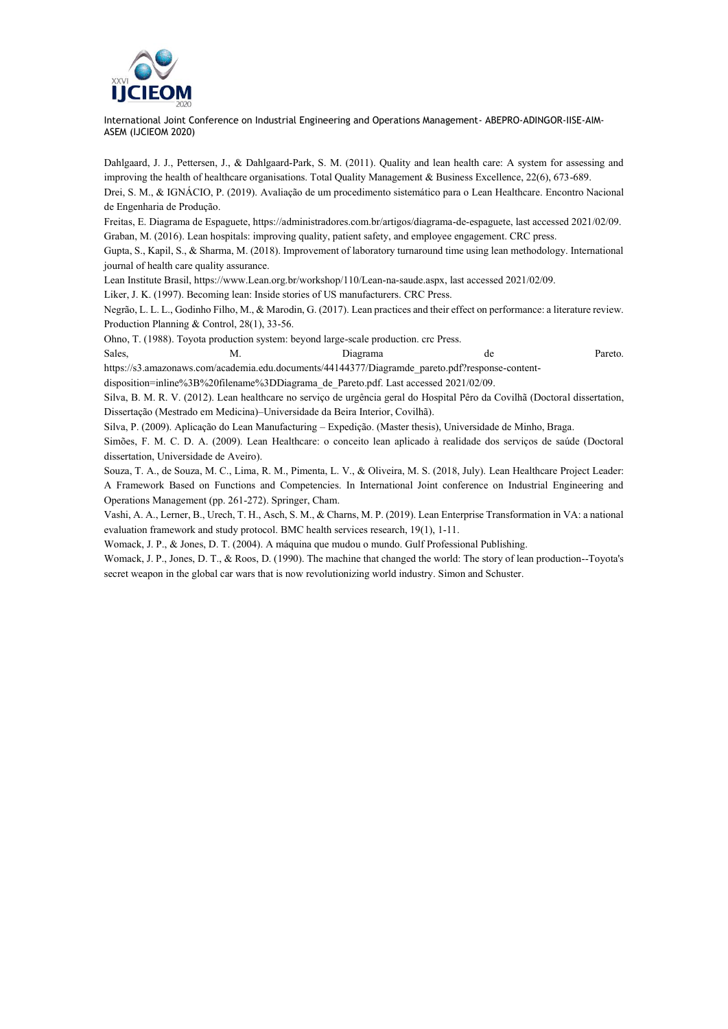Dahlgaard, J. J., Pettersen, J., & Dahlgaard-Park, S. M. (2011). Quality and lean health care: A system for assessing and improving the health of healthcare organisations. Total Quality Management & Business Excellence, 22(6), 673-689.

Drei, S. M., & IGNÁCIO, P. (2019). Avaliação de um procedimento sistemático para o Lean Healthcare. Encontro Nacional de Engenharia de Produção.

Freitas, E. Diagrama de Espaguete, https://administradores.com.br/artigos/diagrama-de-espaguete, last accessed 2021/02/09.

Graban, M. (2016). Lean hospitals: improving quality, patient safety, and employee engagement. CRC press.

Gupta, S., Kapil, S., & Sharma, M. (2018). Improvement of laboratory turnaround time using lean methodology. International journal of health care quality assurance.

Lean Institute Brasil, https://www.Lean.org.br/workshop/110/Lean-na-saude.aspx, last accessed 2021/02/09.

Liker, J. K. (1997). Becoming lean: Inside stories of US manufacturers. CRC Press.

Negrão, L. L. L., Godinho Filho, M., & Marodin, G. (2017). Lean practices and their effect on performance: a literature review. Production Planning & Control, 28(1), 33-56.

Ohno, T. (1988). Toyota production system: beyond large-scale production. crc Press.

Sales, M. Diagrama de Pareto. https://s3.amazonaws.com/academia.edu.documents/44144377/Diagramde_pareto.pdf?response-content-disposition=inline%3B%20filename%3DDiagrama_de_Pareto.pdf. Last accessed 2021/02/09.

Silva, B. M. R. V. (2012). Lean healthcare no serviço de urgência geral do Hospital Pêro da Covilhã (Doctoral dissertation, Dissertação (Mestrado em Medicina)–Universidade da Beira Interior, Covilhã).

Silva, P. (2009). Aplicação do Lean Manufacturing – Expedição. (Master thesis), Universidade de Minho, Braga.

Simões, F. M. C. D. A. (2009). Lean Healthcare: o conceito lean aplicado à realidade dos serviços de saúde (Doctoral dissertation, Universidade de Aveiro).

Souza, T. A., de Souza, M. C., Lima, R. M., Pimenta, L. V., & Oliveira, M. S. (2018, July). Lean Healthcare Project Leader: A Framework Based on Functions and Competencies. In International Joint conference on Industrial Engineering and Operations Management (pp. 261-272). Springer, Cham.

Vashi, A. A., Lerner, B., Urech, T. H., Asch, S. M., & Charns, M. P. (2019). Lean Enterprise Transformation in VA: a national evaluation framework and study protocol. BMC health services research, 19(1), 1-11.

Womack, J. P., & Jones, D. T. (2004). A máquina que mudou o mundo. Gulf Professional Publishing.

Womack, J. P., Jones, D. T., & Roos, D. (1990). The machine that changed the world: The story of lean production--Toyota's secret weapon in the global car wars that is now revolutionizing world industry. Simon and Schuster.